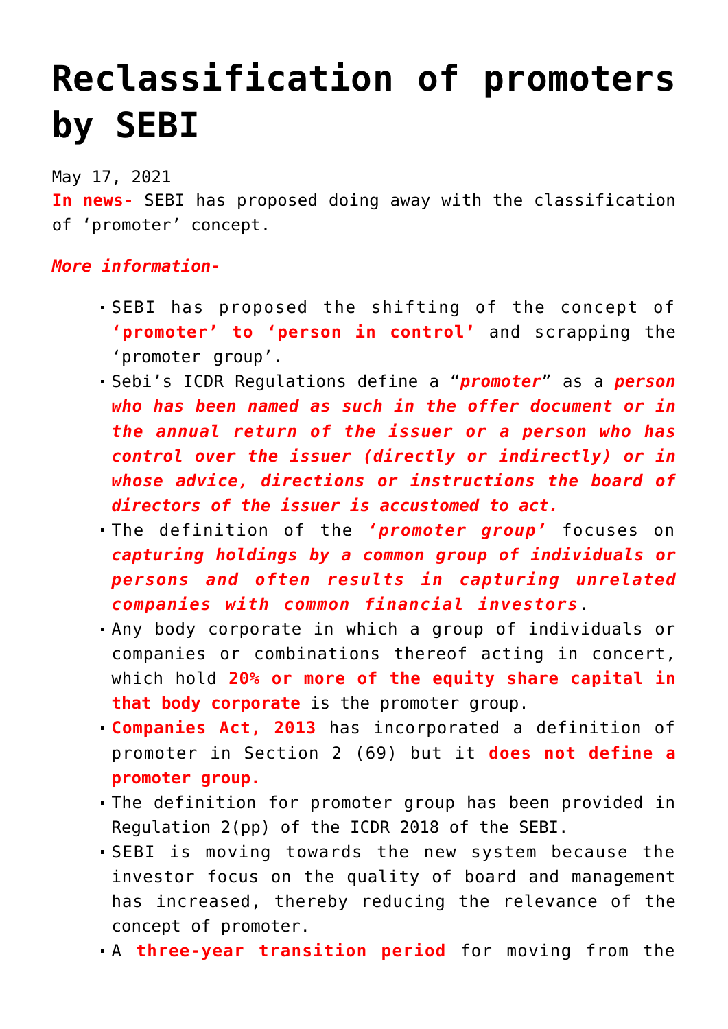# Reclassification of promoters by SEBI

May 17, 2021

**In news-** SEBI has proposed doing away with the classification of 'promoter' concept.

***More information-***

- SEBI has proposed the shifting of the concept of **'promoter' to 'person in control'** and scrapping the 'promoter group'.
- Sebi's ICDR Regulations define a "***promoter***" as a ***person who has been named as such in the offer document or in the annual return of the issuer or a person who has control over the issuer (directly or indirectly) or in whose advice, directions or instructions the board of directors of the issuer is accustomed to act.***
- The definition of the ***'promoter group'*** focuses on ***capturing holdings by a common group of individuals or persons and often results in capturing unrelated companies with common financial investors***.
- Any body corporate in which a group of individuals or companies or combinations thereof acting in concert, which hold **20% or more of the equity share capital in that body corporate** is the promoter group.
- **Companies Act, 2013** has incorporated a definition of promoter in Section 2 (69) but it **does not define a promoter group.**
- The definition for promoter group has been provided in Regulation 2(pp) of the ICDR 2018 of the SEBI.
- SEBI is moving towards the new system because the investor focus on the quality of board and management has increased, thereby reducing the relevance of the concept of promoter.
- A **three-year transition period** for moving from the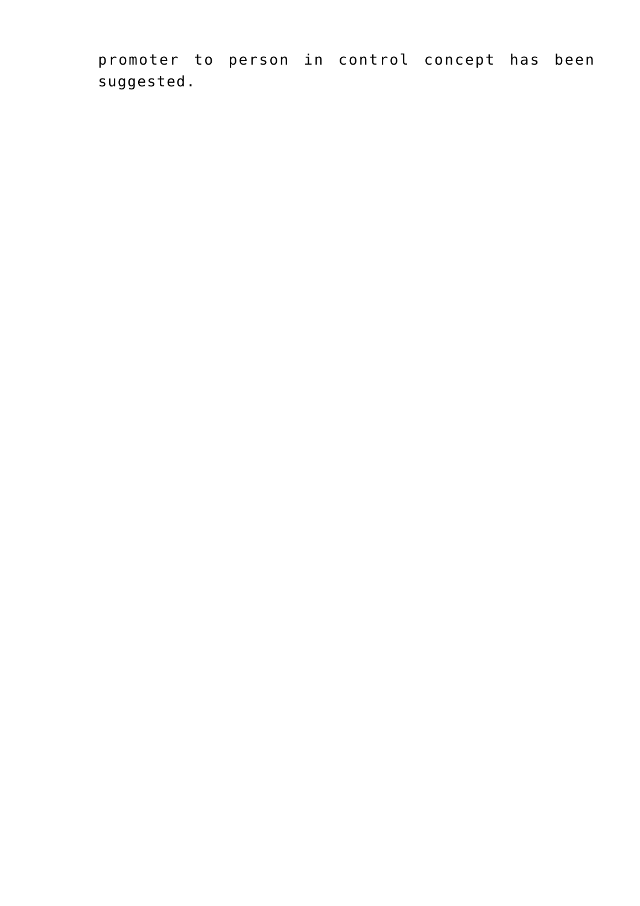promoter to person in control concept has been suggested.